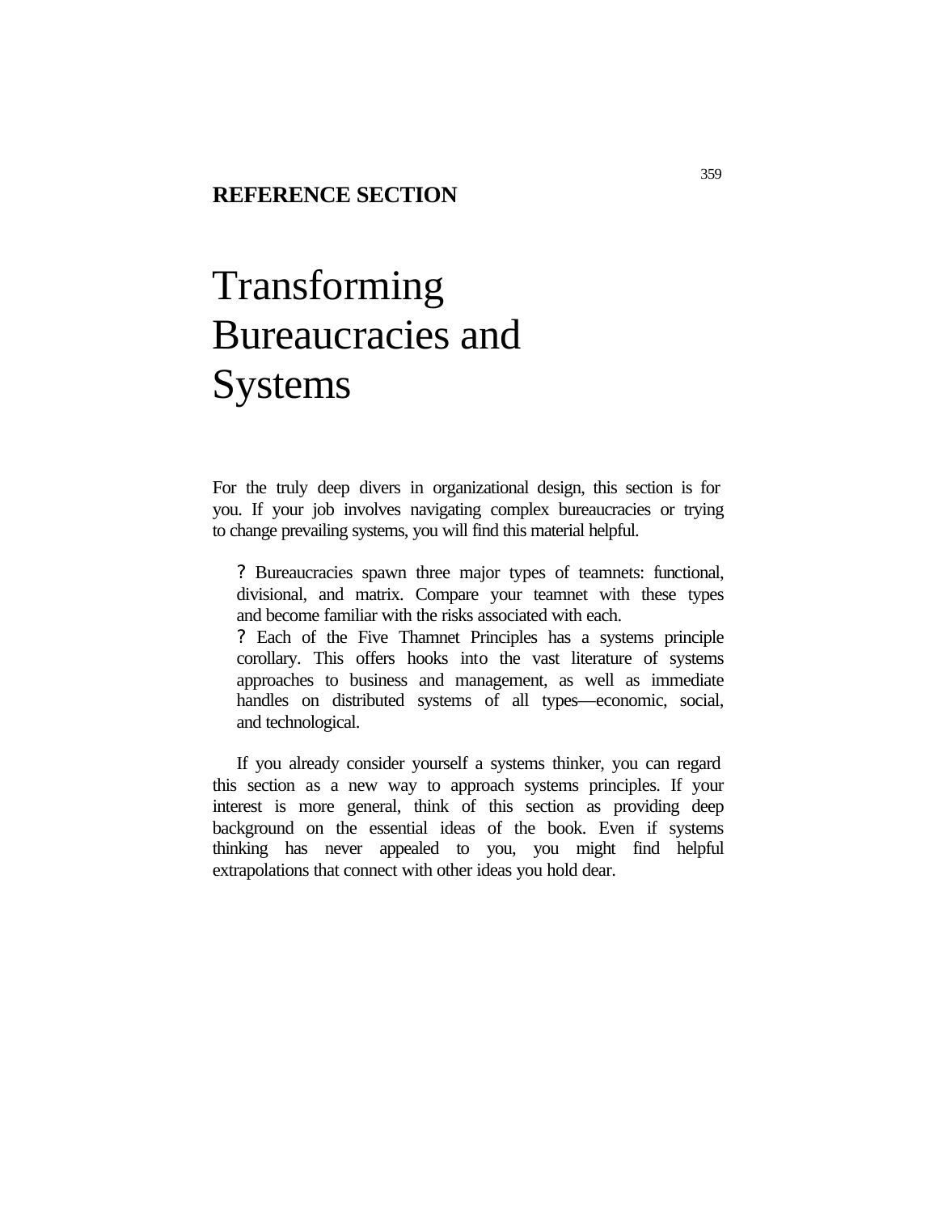**REFERENCE SECTION**

# Transforming Bureaucracies and Systems

For the truly deep divers in organizational design, this section is for you. If your job involves navigating complex bureaucracies or trying to change prevailing systems, you will find this material helpful.

- Bureaucracies spawn three major types of teamnets: functional, divisional, and matrix. Compare your teamnet with these types and become familiar with the risks associated with each.
- Each of the Five Thamnet Principles has a systems principle corollary. This offers hooks into the vast literature of systems approaches to business and management, as well as immediate handles on distributed systems of all types—economic, social, and technological.

If you already consider yourself a systems thinker, you can regard this section as a new way to approach systems principles. If your interest is more general, think of this section as providing deep background on the essential ideas of the book. Even if systems thinking has never appealed to you, you might find helpful extrapolations that connect with other ideas you hold dear.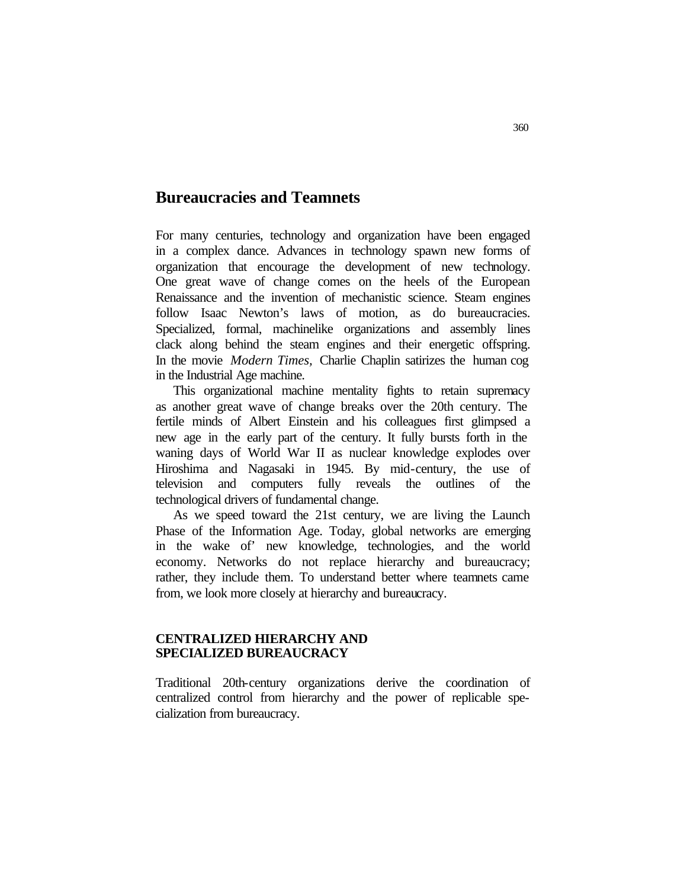# Bureaucracies and Teamnets

For many centuries, technology and organization have been engaged in a complex dance. Advances in technology spawn new forms of organization that encourage the development of new technology. One great wave of change comes on the heels of the European Renaissance and the invention of mechanistic science. Steam engines follow Isaac Newton's laws of motion, as do bureaucracies. Specialized, formal, machinelike organizations and assembly lines clack along behind the steam engines and their energetic offspring. In the movie *Modern Times,* Charlie Chaplin satirizes the human cog in the Industrial Age machine.

This organizational machine mentality fights to retain supremacy as another great wave of change breaks over the 20th century. The fertile minds of Albert Einstein and his colleagues first glimpsed a new age in the early part of the century. It fully bursts forth in the waning days of World War II as nuclear knowledge explodes over Hiroshima and Nagasaki in 1945. By mid-century, the use of television and computers fully reveals the outlines of the technological drivers of fundamental change.

As we speed toward the 21st century, we are living the Launch Phase of the Information Age. Today, global networks are emerging in the wake of' new knowledge, technologies, and the world economy. Networks do not replace hierarchy and bureaucracy; rather, they include them. To understand better where teamnets came from, we look more closely at hierarchy and bureaucracy.

### CENTRALIZED HIERARCHY AND SPECIALIZED BUREAUCRACY

Traditional 20th-century organizations derive the coordination of centralized control from hierarchy and the power of replicable specialization from bureaucracy.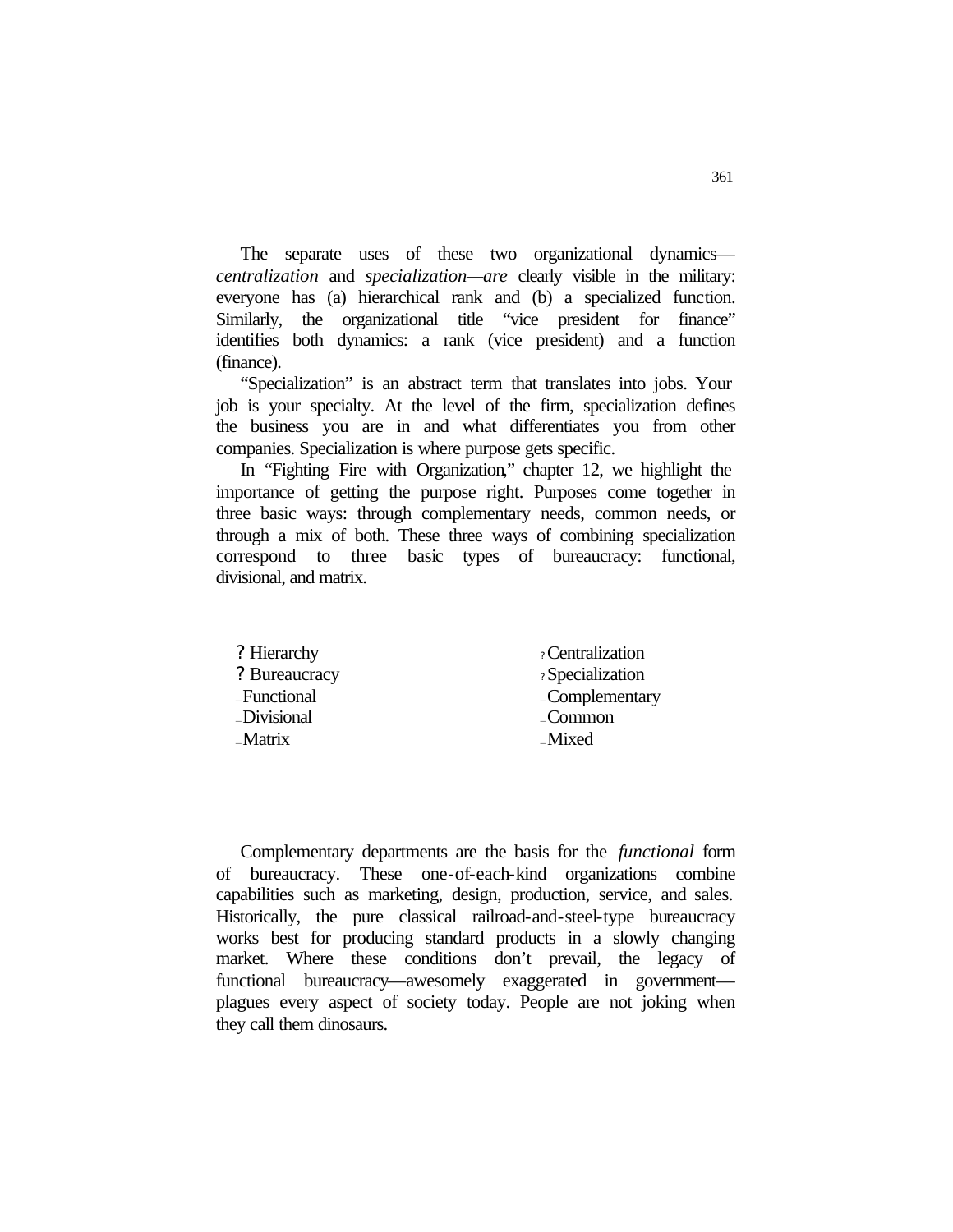The separate uses of these two organizational dynamics—*centralization* and *specialization—are* clearly visible in the military: everyone has (a) hierarchical rank and (b) a specialized function. Similarly, the organizational title "vice president for finance" identifies both dynamics: a rank (vice president) and a function (finance).

"Specialization" is an abstract term that translates into jobs. Your job is your specialty. At the level of the firm, specialization defines the business you are in and what differentiates you from other companies. Specialization is where purpose gets specific.

In "Fighting Fire with Organization," chapter 12, we highlight the importance of getting the purpose right. Purposes come together in three basic ways: through complementary needs, common needs, or through a mix of both. These three ways of combining specialization correspond to three basic types of bureaucracy: functional, divisional, and matrix.

| | |
|---|---|
| ? Hierarchy | ? Centralization |
| ? Bureaucracy | ? Specialization |
| _ Functional | _ Complementary |
| _ Divisional | _ Common |
| _ Matrix | _ Mixed |

Complementary departments are the basis for the *functional* form of bureaucracy. These one-of-each-kind organizations combine capabilities such as marketing, design, production, service, and sales. Historically, the pure classical railroad-and-steel-type bureaucracy works best for producing standard products in a slowly changing market. Where these conditions don't prevail, the legacy of functional bureaucracy—awesomely exaggerated in government—plagues every aspect of society today. People are not joking when they call them dinosaurs.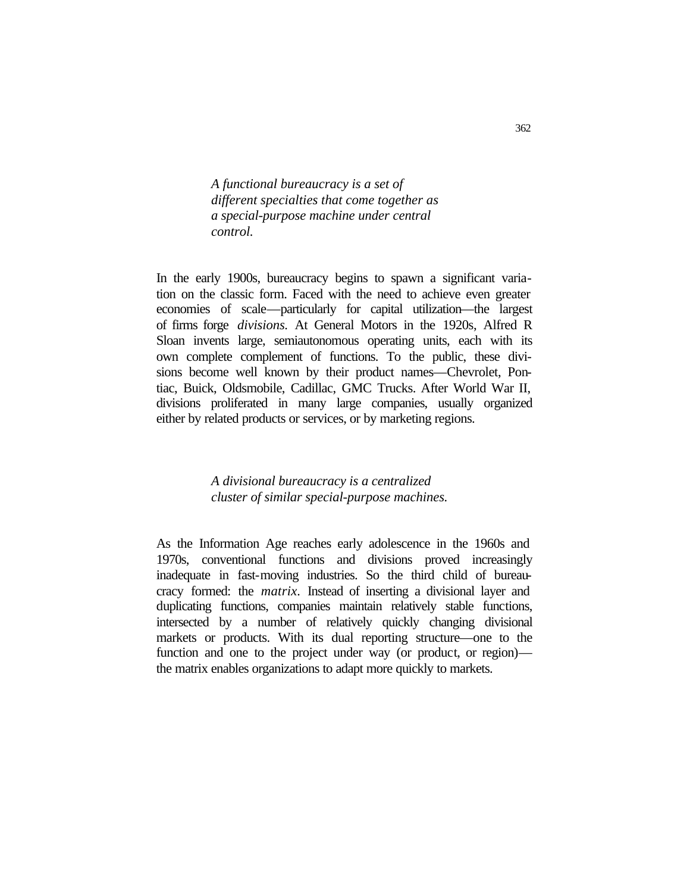*A functional bureaucracy is a set of different specialties that come together as a special-purpose machine under central control.*

In the early 1900s, bureaucracy begins to spawn a significant variation on the classic form. Faced with the need to achieve even greater economies of scale—particularly for capital utilization—the largest of firms forge *divisions*. At General Motors in the 1920s, Alfred R Sloan invents large, semiautonomous operating units, each with its own complete complement of functions. To the public, these divisions become well known by their product names—Chevrolet, Pontiac, Buick, Oldsmobile, Cadillac, GMC Trucks. After World War II, divisions proliferated in many large companies, usually organized either by related products or services, or by marketing regions.

*A divisional bureaucracy is a centralized cluster of similar special-purpose machines.*

As the Information Age reaches early adolescence in the 1960s and 1970s, conventional functions and divisions proved increasingly inadequate in fast-moving industries. So the third child of bureaucracy formed: the *matrix*. Instead of inserting a divisional layer and duplicating functions, companies maintain relatively stable functions, intersected by a number of relatively quickly changing divisional markets or products. With its dual reporting structure—one to the function and one to the project under way (or product, or region)—the matrix enables organizations to adapt more quickly to markets.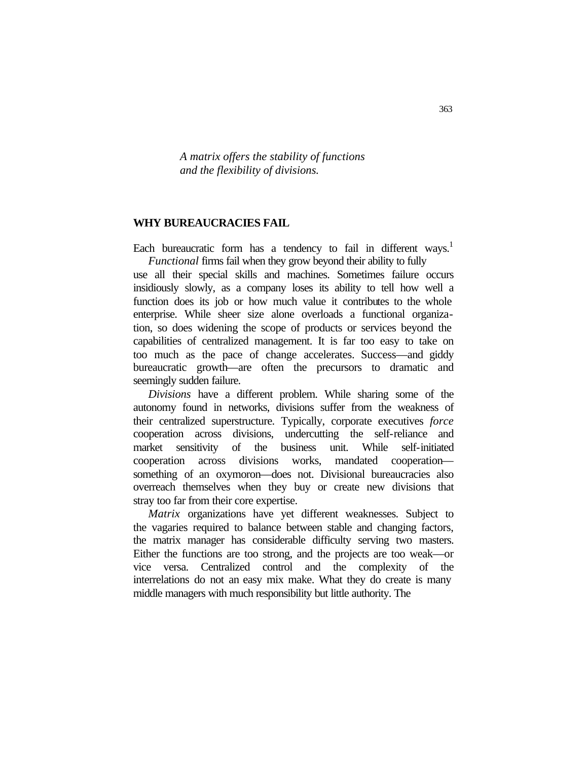*A matrix offers the stability of functions and the flexibility of divisions.*

## WHY BUREAUCRACIES FAIL

Each bureaucratic form has a tendency to fail in different ways.[1]

*Functional* firms fail when they grow beyond their ability to fully use all their special skills and machines. Sometimes failure occurs insidiously slowly, as a company loses its ability to tell how well a function does its job or how much value it contributes to the whole enterprise. While sheer size alone overloads a functional organization, so does widening the scope of products or services beyond the capabilities of centralized management. It is far too easy to take on too much as the pace of change accelerates. Success—and giddy bureaucratic growth—are often the precursors to dramatic and seemingly sudden failure.

*Divisions* have a different problem. While sharing some of the autonomy found in networks, divisions suffer from the weakness of their centralized superstructure. Typically, corporate executives *force* cooperation across divisions, undercutting the self-reliance and market sensitivity of the business unit. While self-initiated cooperation across divisions works, mandated cooperation—something of an oxymoron—does not. Divisional bureaucracies also overreach themselves when they buy or create new divisions that stray too far from their core expertise.

*Matrix* organizations have yet different weaknesses. Subject to the vagaries required to balance between stable and changing factors, the matrix manager has considerable difficulty serving two masters. Either the functions are too strong, and the projects are too weak—or vice versa. Centralized control and the complexity of the interrelations do not an easy mix make. What they do create is many middle managers with much responsibility but little authority. The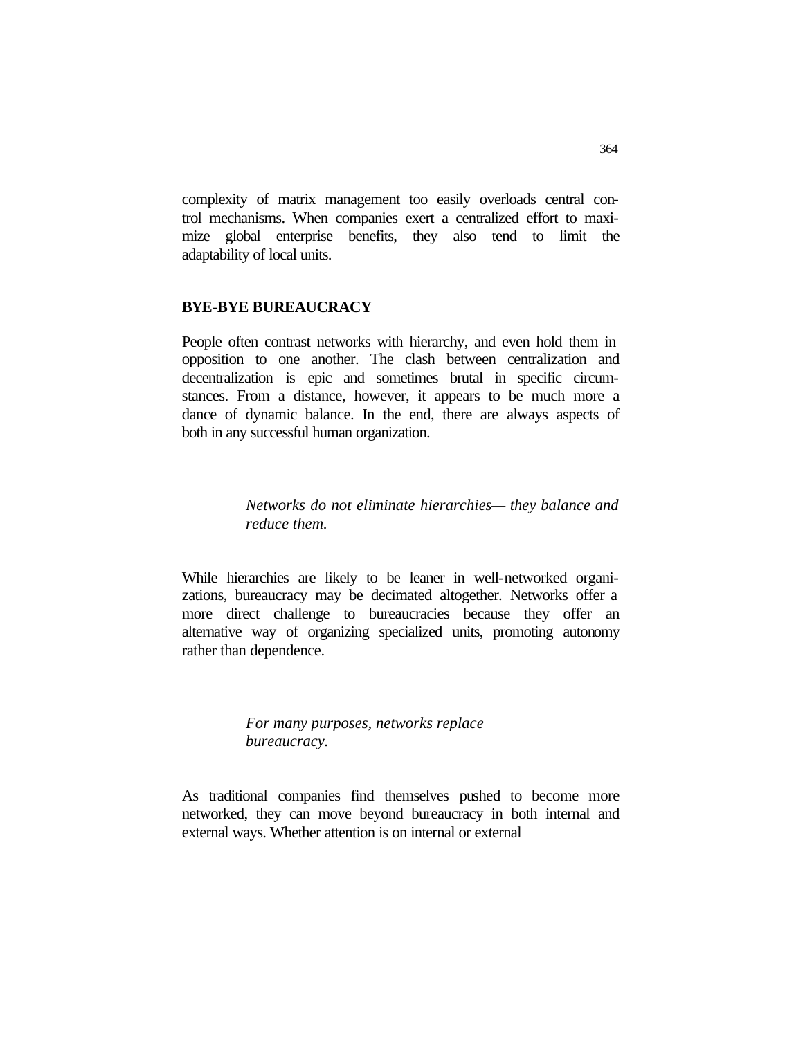complexity of matrix management too easily overloads central control mechanisms. When companies exert a centralized effort to maximize global enterprise benefits, they also tend to limit the adaptability of local units.

## BYE-BYE BUREAUCRACY

People often contrast networks with hierarchy, and even hold them in opposition to one another. The clash between centralization and decentralization is epic and sometimes brutal in specific circumstances. From a distance, however, it appears to be much more a dance of dynamic balance. In the end, there are always aspects of both in any successful human organization.

> *Networks do not eliminate hierarchies— they balance and reduce them.*

While hierarchies are likely to be leaner in well-networked organizations, bureaucracy may be decimated altogether. Networks offer a more direct challenge to bureaucracies because they offer an alternative way of organizing specialized units, promoting autonomy rather than dependence.

> *For many purposes, networks replace bureaucracy.*

As traditional companies find themselves pushed to become more networked, they can move beyond bureaucracy in both internal and external ways. Whether attention is on internal or external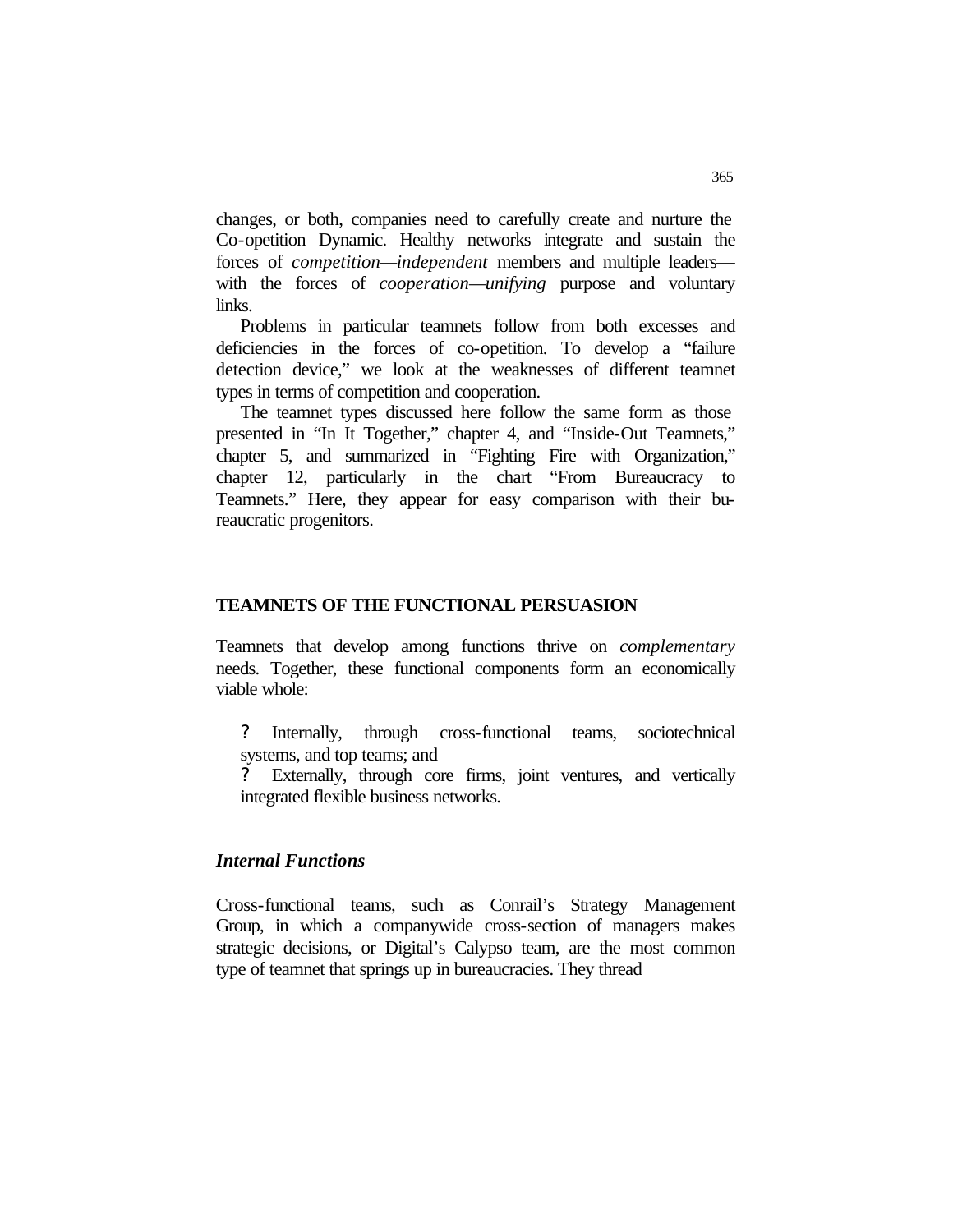changes, or both, companies need to carefully create and nurture the Co-opetition Dynamic. Healthy networks integrate and sustain the forces of *competition—independent* members and multiple leaders—with the forces of *cooperation—unifying* purpose and voluntary links.

Problems in particular teamnets follow from both excesses and deficiencies in the forces of co-opetition. To develop a "failure detection device," we look at the weaknesses of different teamnet types in terms of competition and cooperation.

The teamnet types discussed here follow the same form as those presented in "In It Together," chapter 4, and "Inside-Out Teamnets," chapter 5, and summarized in "Fighting Fire with Organization," chapter 12, particularly in the chart "From Bureaucracy to Teamnets." Here, they appear for easy comparison with their bureaucratic progenitors.

## TEAMNETS OF THE FUNCTIONAL PERSUASION

Teamnets that develop among functions thrive on *complementary* needs. Together, these functional components form an economically viable whole:

- Internally, through cross-functional teams, sociotechnical systems, and top teams; and
- Externally, through core firms, joint ventures, and vertically integrated flexible business networks.

### *Internal Functions*

Cross-functional teams, such as Conrail's Strategy Management Group, in which a companywide cross-section of managers makes strategic decisions, or Digital's Calypso team, are the most common type of teamnet that springs up in bureaucracies. They thread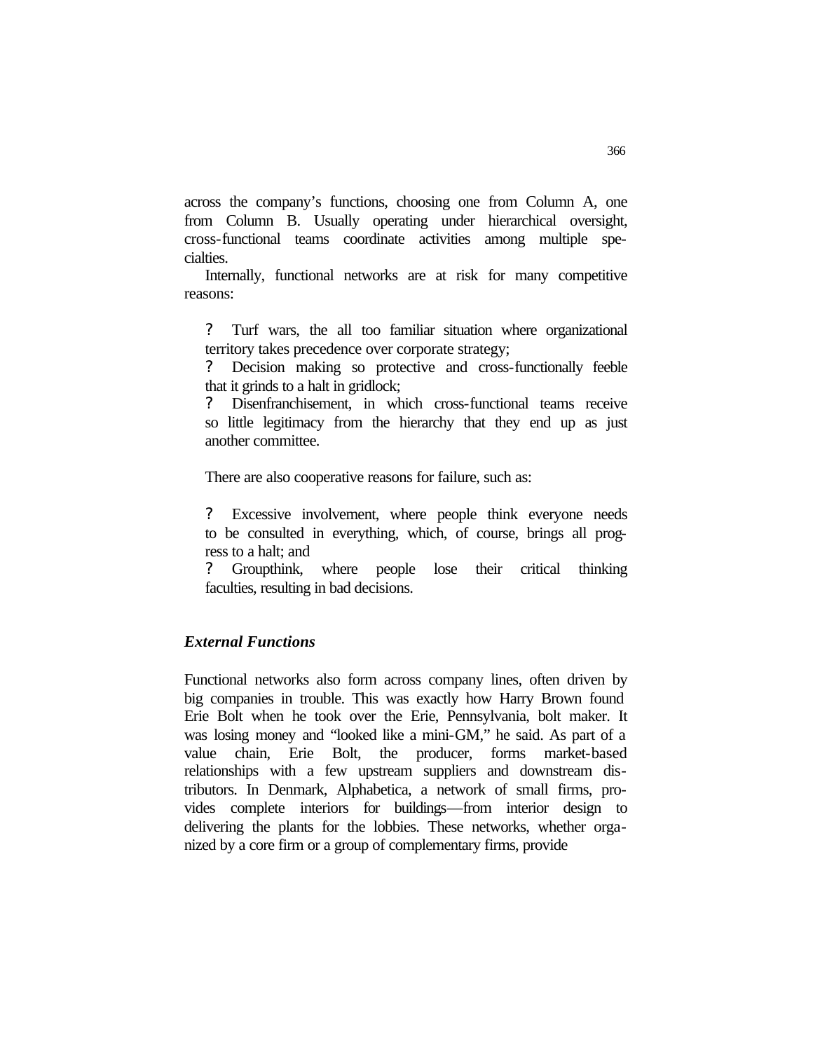across the company's functions, choosing one from Column A, one from Column B. Usually operating under hierarchical oversight, cross-functional teams coordinate activities among multiple specialties.

Internally, functional networks are at risk for many competitive reasons:

- Turf wars, the all too familiar situation where organizational territory takes precedence over corporate strategy;
- Decision making so protective and cross-functionally feeble that it grinds to a halt in gridlock;
- Disenfranchisement, in which cross-functional teams receive so little legitimacy from the hierarchy that they end up as just another committee.

There are also cooperative reasons for failure, such as:

- Excessive involvement, where people think everyone needs to be consulted in everything, which, of course, brings all progress to a halt; and
- Groupthink, where people lose their critical thinking faculties, resulting in bad decisions.

### *External Functions*

Functional networks also form across company lines, often driven by big companies in trouble. This was exactly how Harry Brown found Erie Bolt when he took over the Erie, Pennsylvania, bolt maker. It was losing money and "looked like a mini-GM," he said. As part of a value chain, Erie Bolt, the producer, forms market-based relationships with a few upstream suppliers and downstream distributors. In Denmark, Alphabetica, a network of small firms, provides complete interiors for buildings—from interior design to delivering the plants for the lobbies. These networks, whether organized by a core firm or a group of complementary firms, provide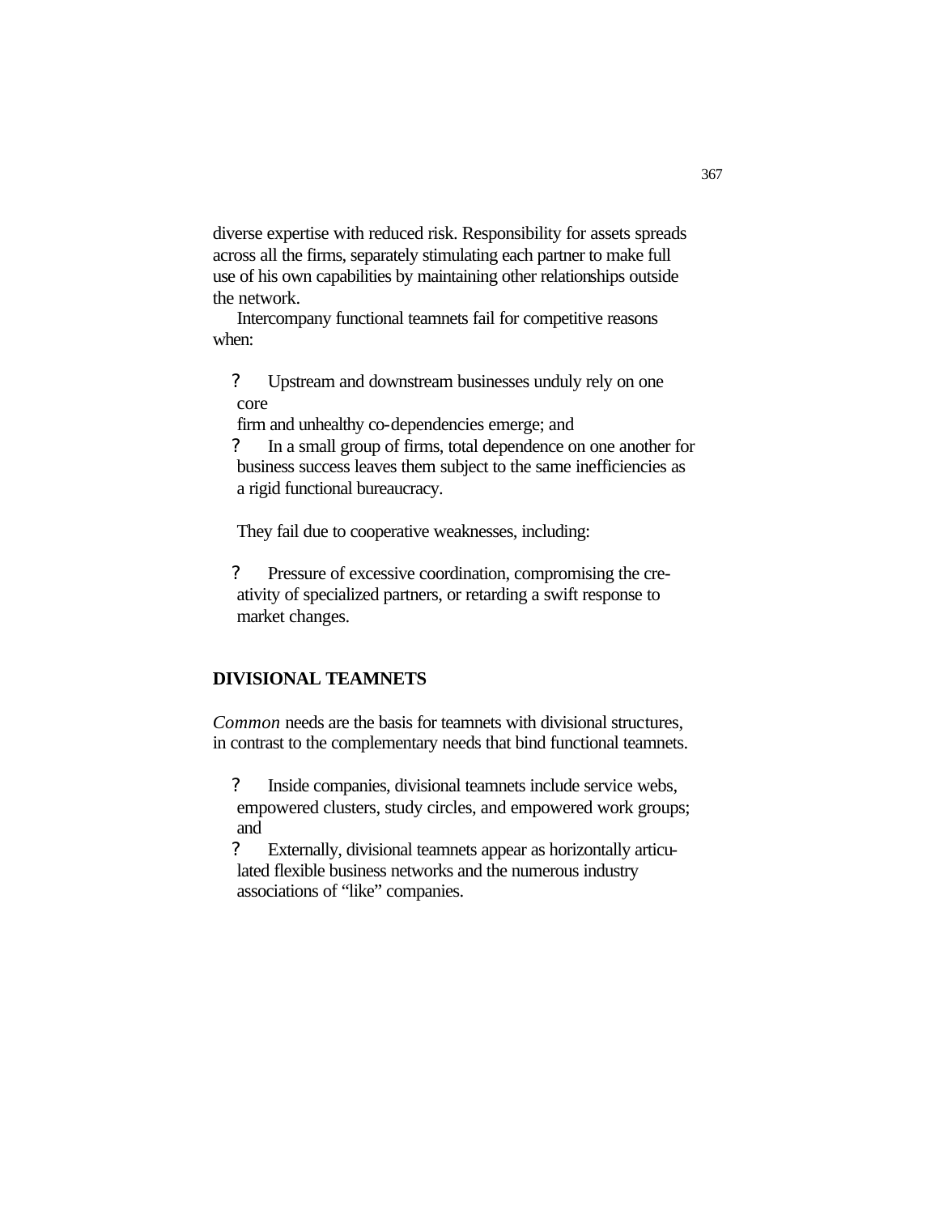diverse expertise with reduced risk. Responsibility for assets spreads across all the firms, separately stimulating each partner to make full use of his own capabilities by maintaining other relationships outside the network.

Intercompany functional teamnets fail for competitive reasons when:

- Upstream and downstream businesses unduly rely on one core firm and unhealthy co-dependencies emerge; and
- In a small group of firms, total dependence on one another for business success leaves them subject to the same inefficiencies as a rigid functional bureaucracy.

They fail due to cooperative weaknesses, including:

- Pressure of excessive coordination, compromising the creativity of specialized partners, or retarding a swift response to market changes.

## DIVISIONAL TEAMNETS

*Common* needs are the basis for teamnets with divisional structures, in contrast to the complementary needs that bind functional teamnets.

- Inside companies, divisional teamnets include service webs, empowered clusters, study circles, and empowered work groups; and
- Externally, divisional teamnets appear as horizontally articulated flexible business networks and the numerous industry associations of "like" companies.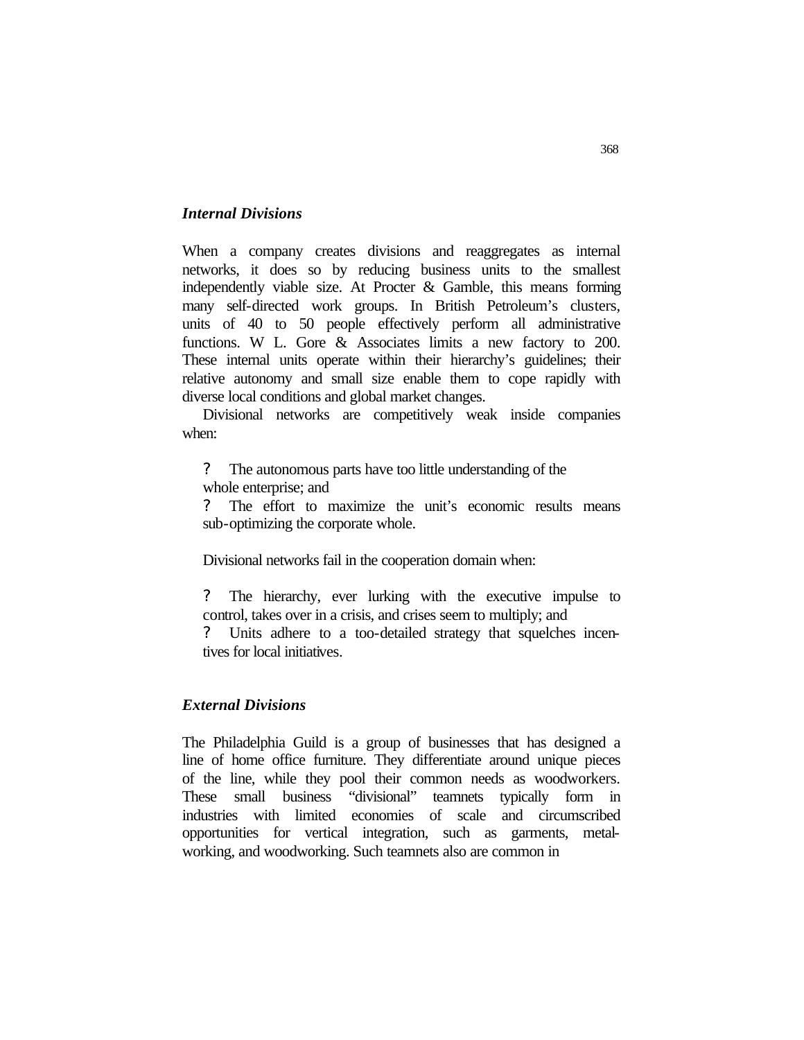### *Internal Divisions*

When a company creates divisions and reaggregates as internal networks, it does so by reducing business units to the smallest independently viable size. At Procter & Gamble, this means forming many self-directed work groups. In British Petroleum's clusters, units of 40 to 50 people effectively perform all administrative functions. W L. Gore & Associates limits a new factory to 200. These internal units operate within their hierarchy's guidelines; their relative autonomy and small size enable them to cope rapidly with diverse local conditions and global market changes.

Divisional networks are competitively weak inside companies when:

- The autonomous parts have too little understanding of the whole enterprise; and
- The effort to maximize the unit's economic results means sub-optimizing the corporate whole.

Divisional networks fail in the cooperation domain when:

- The hierarchy, ever lurking with the executive impulse to control, takes over in a crisis, and crises seem to multiply; and
- Units adhere to a too-detailed strategy that squelches incentives for local initiatives.

### *External Divisions*

The Philadelphia Guild is a group of businesses that has designed a line of home office furniture. They differentiate around unique pieces of the line, while they pool their common needs as woodworkers. These small business "divisional" teamnets typically form in industries with limited economies of scale and circumscribed opportunities for vertical integration, such as garments, metalworking, and woodworking. Such teamnets also are common in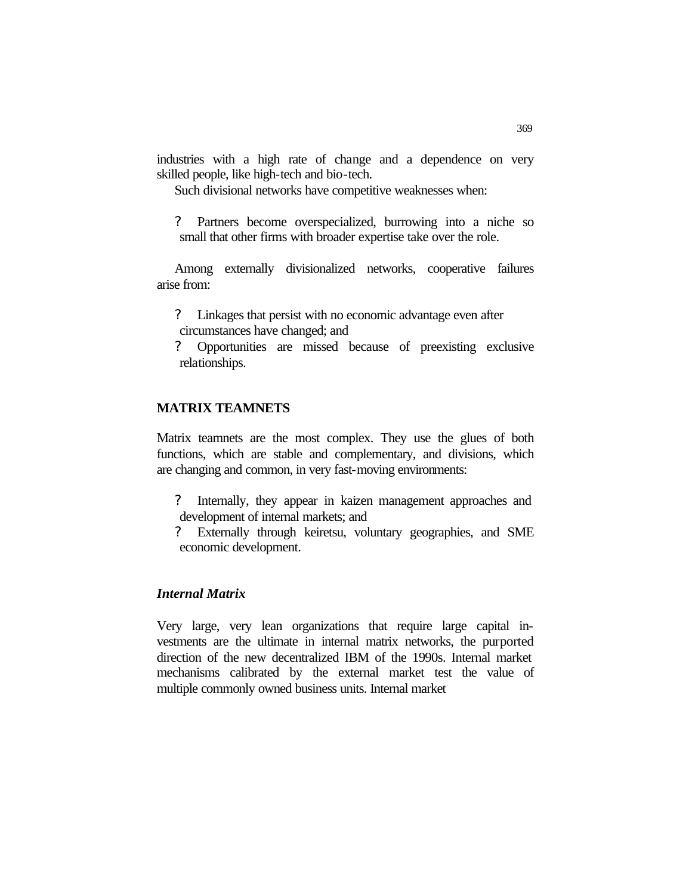industries with a high rate of change and a dependence on very skilled people, like high-tech and bio-tech.

Such divisional networks have competitive weaknesses when:

- Partners become overspecialized, burrowing into a niche so small that other firms with broader expertise take over the role.

Among externally divisionalized networks, cooperative failures arise from:

- Linkages that persist with no economic advantage even after circumstances have changed; and
- Opportunities are missed because of preexisting exclusive relationships.

## MATRIX TEAMNETS

Matrix teamnets are the most complex. They use the glues of both functions, which are stable and complementary, and divisions, which are changing and common, in very fast-moving environments:

- Internally, they appear in kaizen management approaches and development of internal markets; and
- Externally through keiretsu, voluntary geographies, and SME economic development.

### *Internal Matrix*

Very large, very lean organizations that require large capital investments are the ultimate in internal matrix networks, the purported direction of the new decentralized IBM of the 1990s. Internal market mechanisms calibrated by the external market test the value of multiple commonly owned business units. Internal market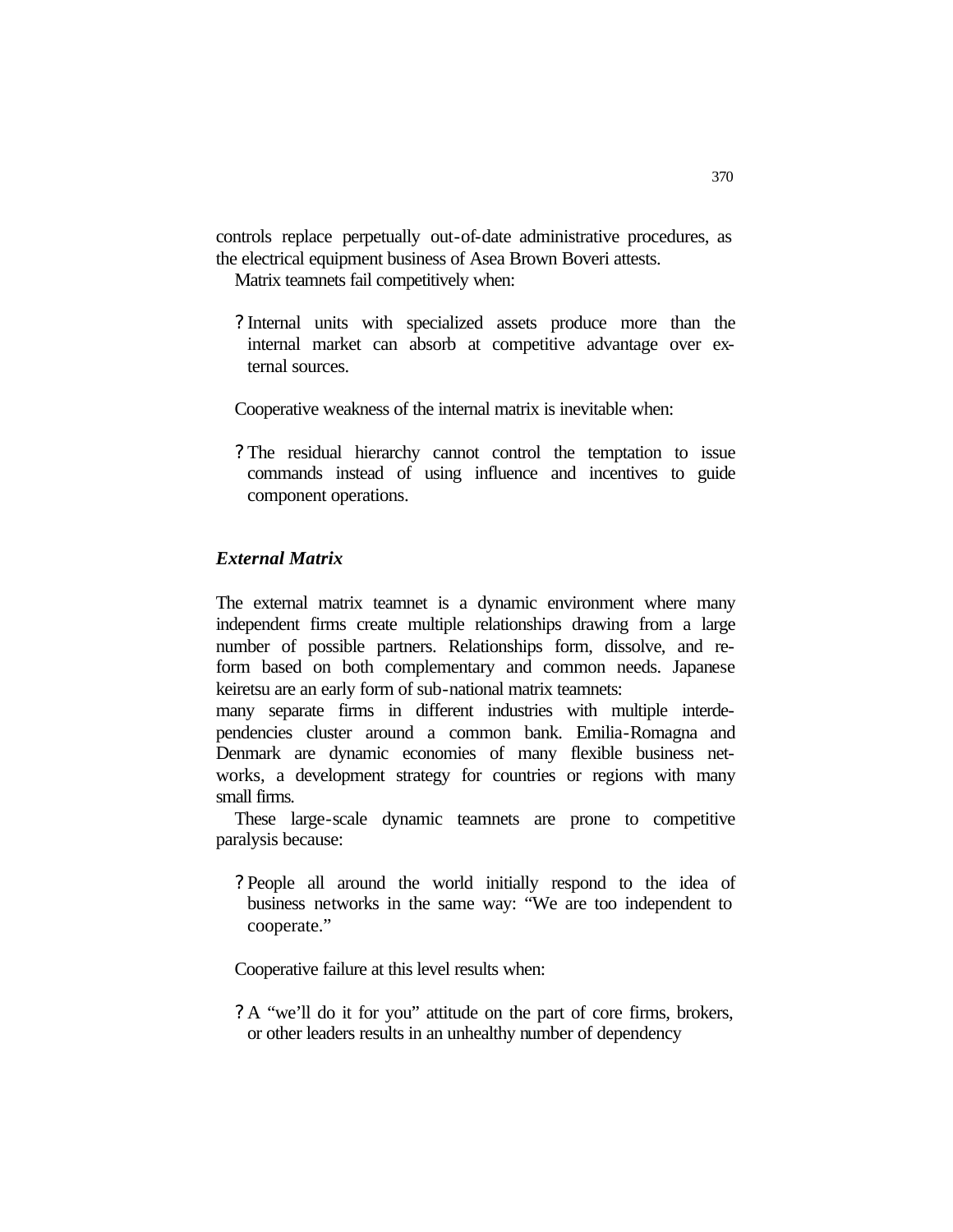controls replace perpetually out-of-date administrative procedures, as the electrical equipment business of Asea Brown Boveri attests.

Matrix teamnets fail competitively when:

- Internal units with specialized assets produce more than the internal market can absorb at competitive advantage over external sources.

Cooperative weakness of the internal matrix is inevitable when:

- The residual hierarchy cannot control the temptation to issue commands instead of using influence and incentives to guide component operations.

### *External Matrix*

The external matrix teamnet is a dynamic environment where many independent firms create multiple relationships drawing from a large number of possible partners. Relationships form, dissolve, and reform based on both complementary and common needs. Japanese keiretsu are an early form of sub-national matrix teamnets: many separate firms in different industries with multiple interdependencies cluster around a common bank. Emilia-Romagna and Denmark are dynamic economies of many flexible business networks, a development strategy for countries or regions with many small firms.

These large-scale dynamic teamnets are prone to competitive paralysis because:

- People all around the world initially respond to the idea of business networks in the same way: "We are too independent to cooperate."

Cooperative failure at this level results when:

- A "we'll do it for you" attitude on the part of core firms, brokers, or other leaders results in an unhealthy number of dependency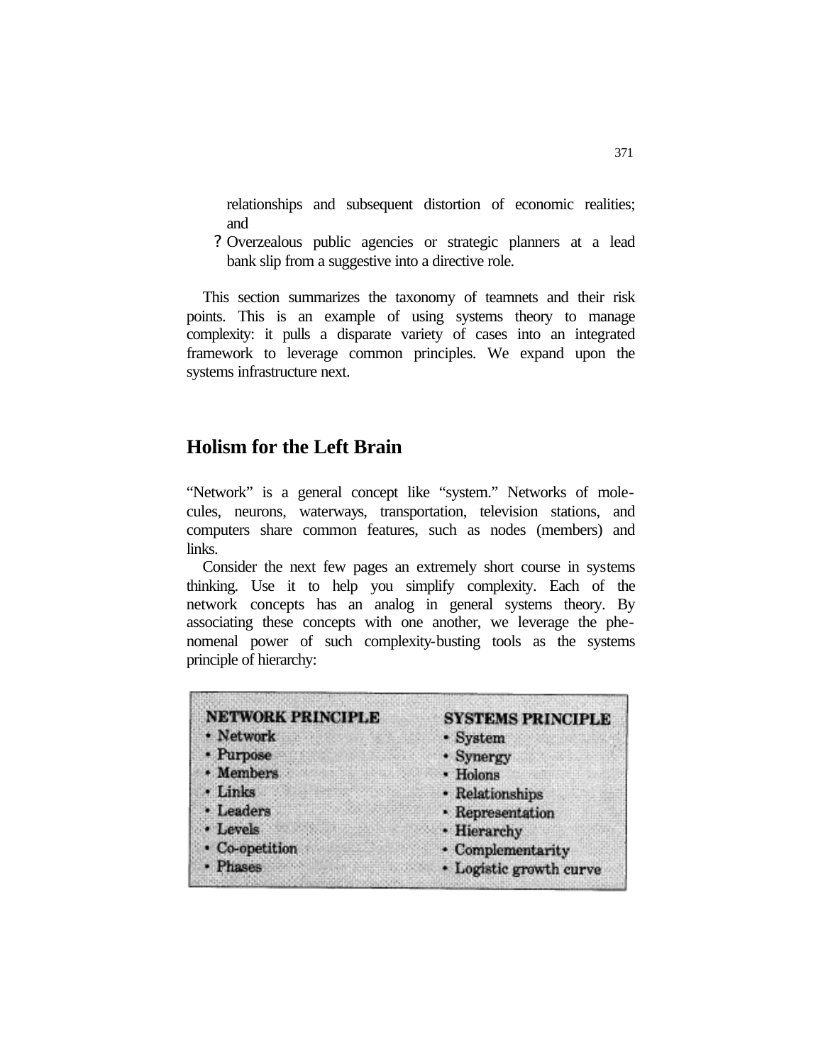relationships and subsequent distortion of economic realities; and

- Overzealous public agencies or strategic planners at a lead bank slip from a suggestive into a directive role.

This section summarizes the taxonomy of teamnets and their risk points. This is an example of using systems theory to manage complexity: it pulls a disparate variety of cases into an integrated framework to leverage common principles. We expand upon the systems infrastructure next.

## Holism for the Left Brain

"Network" is a general concept like "system." Networks of molecules, neurons, waterways, transportation, television stations, and computers share common features, such as nodes (members) and links.

Consider the next few pages an extremely short course in systems thinking. Use it to help you simplify complexity. Each of the network concepts has an analog in general systems theory. By associating these concepts with one another, we leverage the phenomenal power of such complexity-busting tools as the systems principle of hierarchy:

| NETWORK PRINCIPLE | SYSTEMS PRINCIPLE |
|---|---|
| • Network | • System |
| • Purpose | • Synergy |
| • Members | • Holons |
| • Links | • Relationships |
| • Leaders | • Representation |
| • Levels | • Hierarchy |
| • Co-opetition | • Complementarity |
| • Phases | • Logistic growth curve |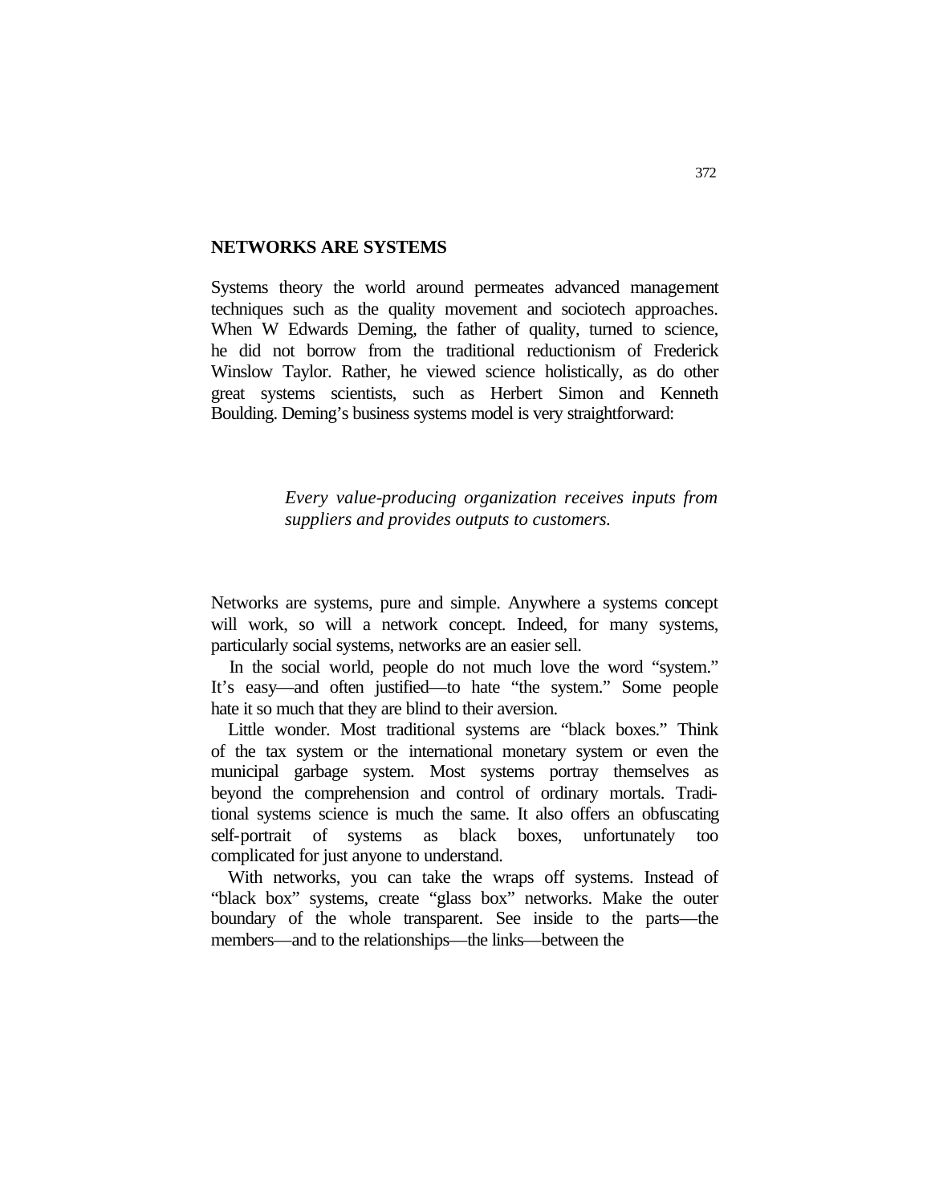## NETWORKS ARE SYSTEMS

Systems theory the world around permeates advanced management techniques such as the quality movement and sociotech approaches. When W Edwards Deming, the father of quality, turned to science, he did not borrow from the traditional reductionism of Frederick Winslow Taylor. Rather, he viewed science holistically, as do other great systems scientists, such as Herbert Simon and Kenneth Boulding. Deming's business systems model is very straightforward:

> *Every value-producing organization receives inputs from suppliers and provides outputs to customers.*

Networks are systems, pure and simple. Anywhere a systems concept will work, so will a network concept. Indeed, for many systems, particularly social systems, networks are an easier sell.

In the social world, people do not much love the word "system." It's easy—and often justified—to hate "the system." Some people hate it so much that they are blind to their aversion.

Little wonder. Most traditional systems are "black boxes." Think of the tax system or the international monetary system or even the municipal garbage system. Most systems portray themselves as beyond the comprehension and control of ordinary mortals. Traditional systems science is much the same. It also offers an obfuscating self-portrait of systems as black boxes, unfortunately too complicated for just anyone to understand.

With networks, you can take the wraps off systems. Instead of "black box" systems, create "glass box" networks. Make the outer boundary of the whole transparent. See inside to the parts—the members—and to the relationships—the links—between the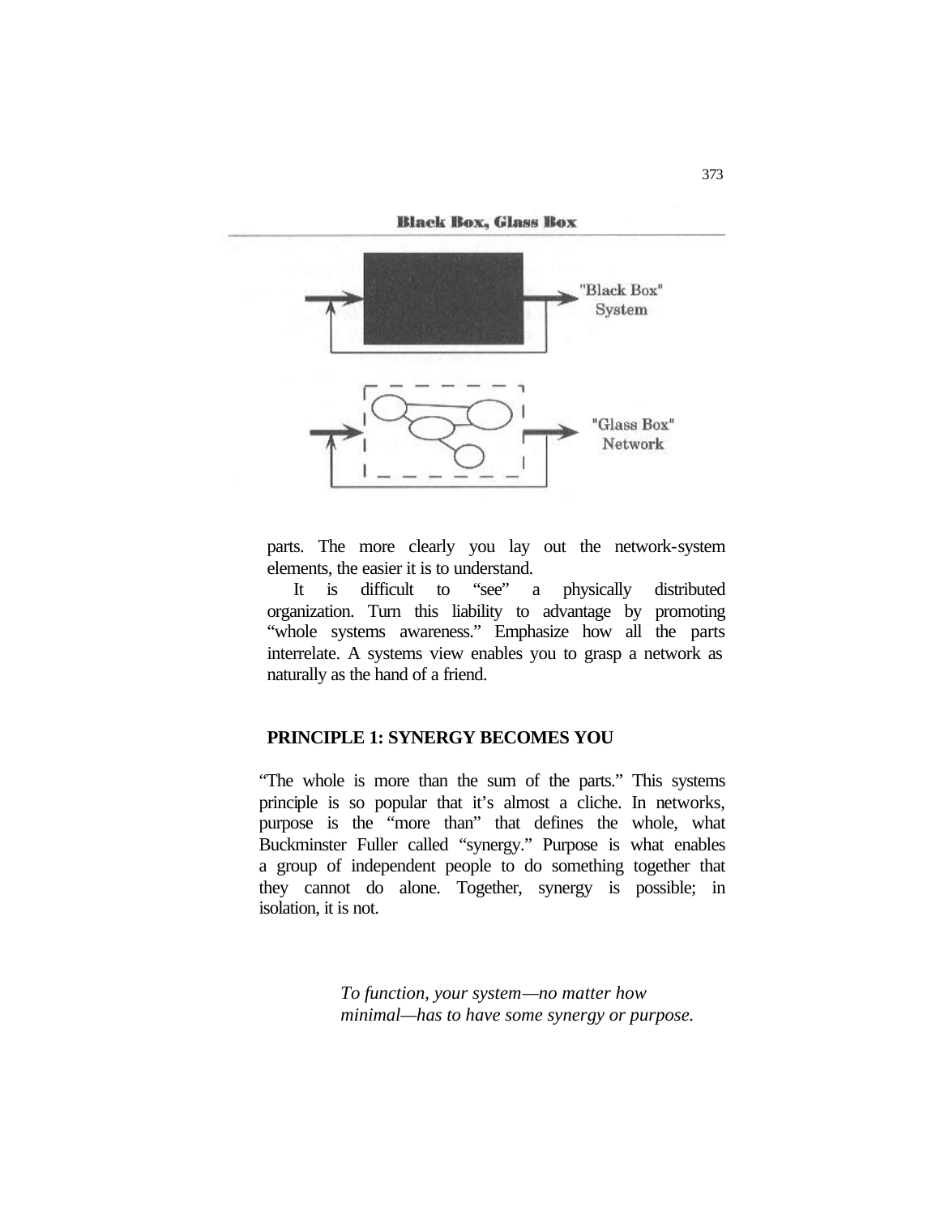**Black Box, Glass Box**

"Black Box" System

"Glass Box" Network

parts. The more clearly you lay out the network-system elements, the easier it is to understand.

It is difficult to "see" a physically distributed organization. Turn this liability to advantage by promoting "whole systems awareness." Emphasize how all the parts interrelate. A systems view enables you to grasp a network as naturally as the hand of a friend.

## PRINCIPLE 1: SYNERGY BECOMES YOU

"The whole is more than the sum of the parts." This systems principle is so popular that it's almost a cliche. In networks, purpose is the "more than" that defines the whole, what Buckminster Fuller called "synergy." Purpose is what enables a group of independent people to do something together that they cannot do alone. Together, synergy is possible; in isolation, it is not.

> *To function, your system—no matter how minimal—has to have some synergy or purpose.*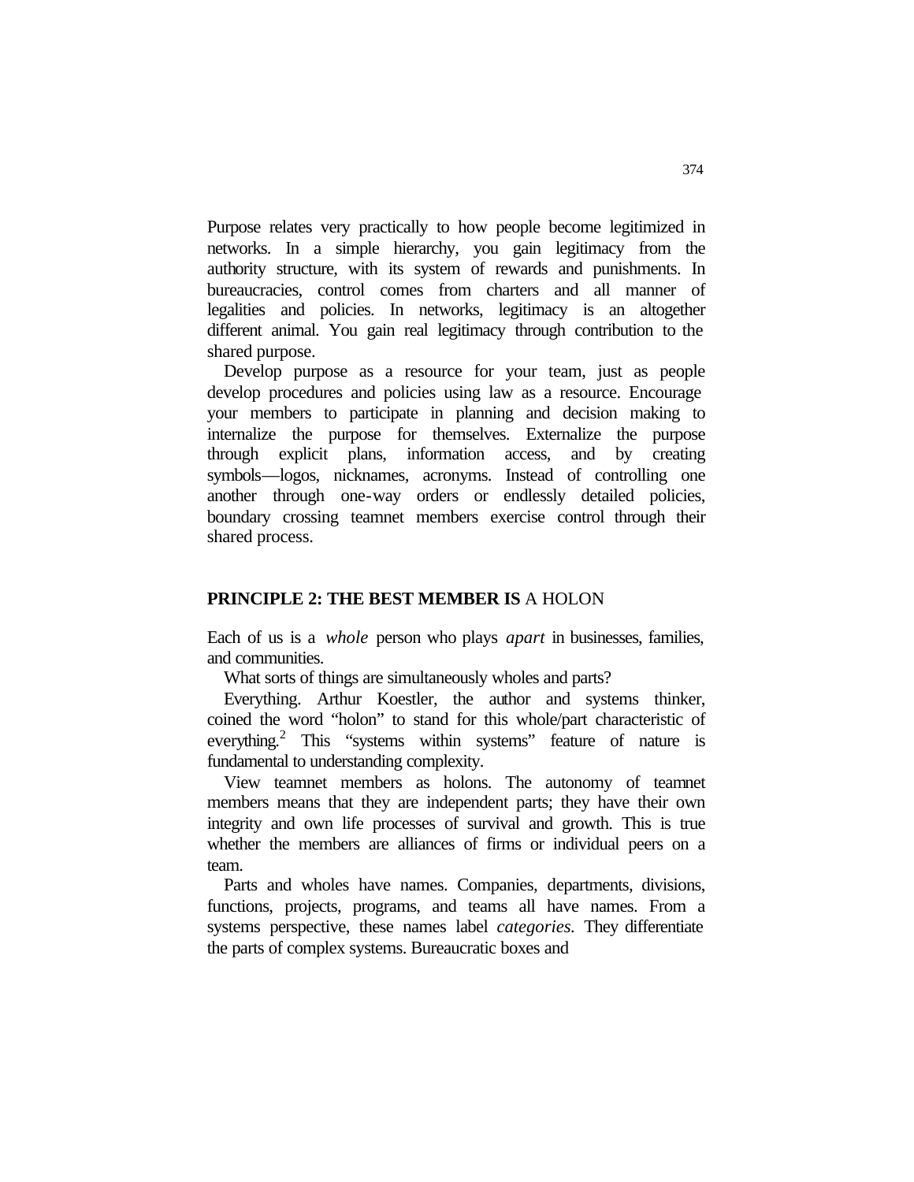Purpose relates very practically to how people become legitimized in networks. In a simple hierarchy, you gain legitimacy from the authority structure, with its system of rewards and punishments. In bureaucracies, control comes from charters and all manner of legalities and policies. In networks, legitimacy is an altogether different animal. You gain real legitimacy through contribution to the shared purpose.

Develop purpose as a resource for your team, just as people develop procedures and policies using law as a resource. Encourage your members to participate in planning and decision making to internalize the purpose for themselves. Externalize the purpose through explicit plans, information access, and by creating symbols—logos, nicknames, acronyms. Instead of controlling one another through one-way orders or endlessly detailed policies, boundary crossing teamnet members exercise control through their shared process.

## **PRINCIPLE 2: THE BEST MEMBER IS** A HOLON

Each of us is a *whole* person who plays *apart* in businesses, families, and communities.

What sorts of things are simultaneously wholes and parts?

Everything. Arthur Koestler, the author and systems thinker, coined the word "holon" to stand for this whole/part characteristic of everything.[2] This "systems within systems" feature of nature is fundamental to understanding complexity.

View teamnet members as holons. The autonomy of teamnet members means that they are independent parts; they have their own integrity and own life processes of survival and growth. This is true whether the members are alliances of firms or individual peers on a team.

Parts and wholes have names. Companies, departments, divisions, functions, projects, programs, and teams all have names. From a systems perspective, these names label *categories*. They differentiate the parts of complex systems. Bureaucratic boxes and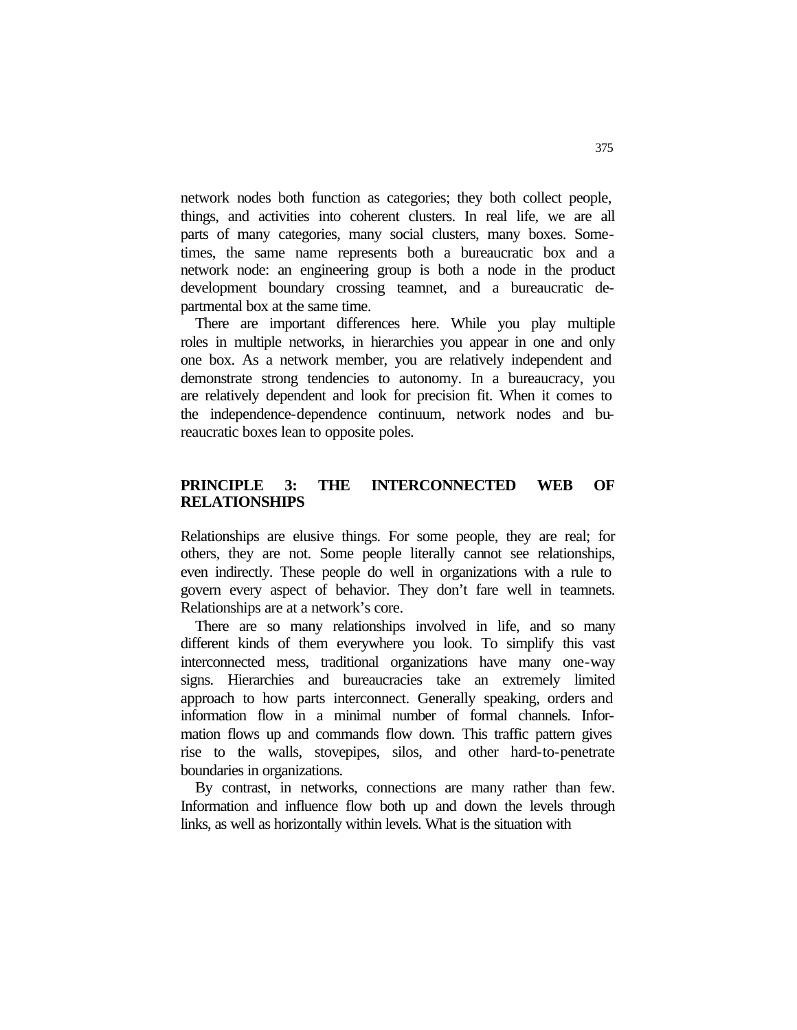network nodes both function as categories; they both collect people, things, and activities into coherent clusters. In real life, we are all parts of many categories, many social clusters, many boxes. Sometimes, the same name represents both a bureaucratic box and a network node: an engineering group is both a node in the product development boundary crossing teamnet, and a bureaucratic departmental box at the same time.

There are important differences here. While you play multiple roles in multiple networks, in hierarchies you appear in one and only one box. As a network member, you are relatively independent and demonstrate strong tendencies to autonomy. In a bureaucracy, you are relatively dependent and look for precision fit. When it comes to the independence-dependence continuum, network nodes and bureaucratic boxes lean to opposite poles.

## PRINCIPLE 3: THE INTERCONNECTED WEB OF RELATIONSHIPS

Relationships are elusive things. For some people, they are real; for others, they are not. Some people literally cannot see relationships, even indirectly. These people do well in organizations with a rule to govern every aspect of behavior. They don't fare well in teamnets. Relationships are at a network's core.

There are so many relationships involved in life, and so many different kinds of them everywhere you look. To simplify this vast interconnected mess, traditional organizations have many one-way signs. Hierarchies and bureaucracies take an extremely limited approach to how parts interconnect. Generally speaking, orders and information flow in a minimal number of formal channels. Information flows up and commands flow down. This traffic pattern gives rise to the walls, stovepipes, silos, and other hard-to-penetrate boundaries in organizations.

By contrast, in networks, connections are many rather than few. Information and influence flow both up and down the levels through links, as well as horizontally within levels. What is the situation with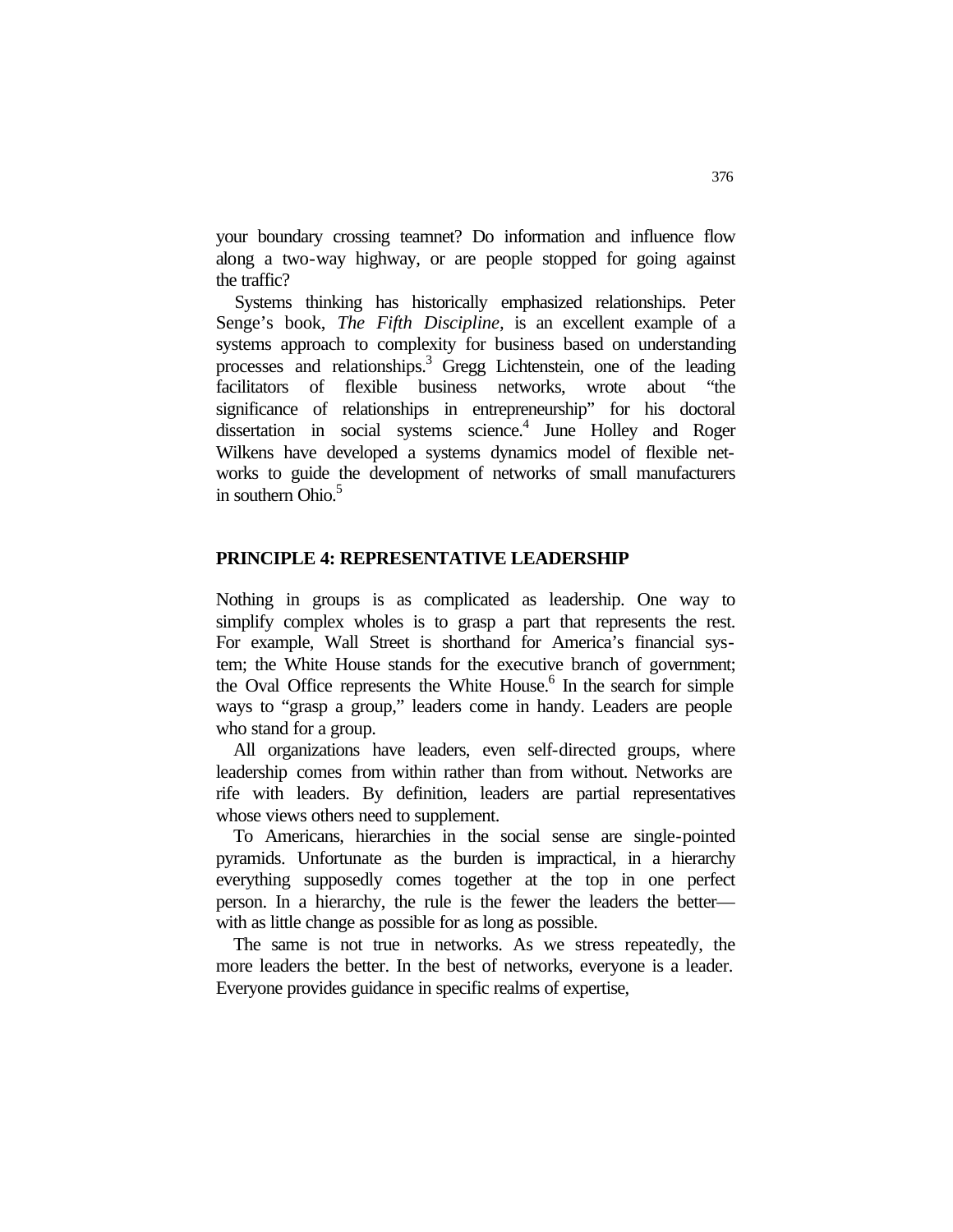your boundary crossing teamnet? Do information and influence flow along a two-way highway, or are people stopped for going against the traffic?

Systems thinking has historically emphasized relationships. Peter Senge's book, *The Fifth Discipline,* is an excellent example of a systems approach to complexity for business based on understanding processes and relationships.[3] Gregg Lichtenstein, one of the leading facilitators of flexible business networks, wrote about "the significance of relationships in entrepreneurship" for his doctoral dissertation in social systems science.[4] June Holley and Roger Wilkens have developed a systems dynamics model of flexible networks to guide the development of networks of small manufacturers in southern Ohio.[5]

## PRINCIPLE 4: REPRESENTATIVE LEADERSHIP

Nothing in groups is as complicated as leadership. One way to simplify complex wholes is to grasp a part that represents the rest. For example, Wall Street is shorthand for America's financial system; the White House stands for the executive branch of government; the Oval Office represents the White House.[6] In the search for simple ways to "grasp a group," leaders come in handy. Leaders are people who stand for a group.

All organizations have leaders, even self-directed groups, where leadership comes from within rather than from without. Networks are rife with leaders. By definition, leaders are partial representatives whose views others need to supplement.

To Americans, hierarchies in the social sense are single-pointed pyramids. Unfortunate as the burden is impractical, in a hierarchy everything supposedly comes together at the top in one perfect person. In a hierarchy, the rule is the fewer the leaders the better—with as little change as possible for as long as possible.

The same is not true in networks. As we stress repeatedly, the more leaders the better. In the best of networks, everyone is a leader. Everyone provides guidance in specific realms of expertise,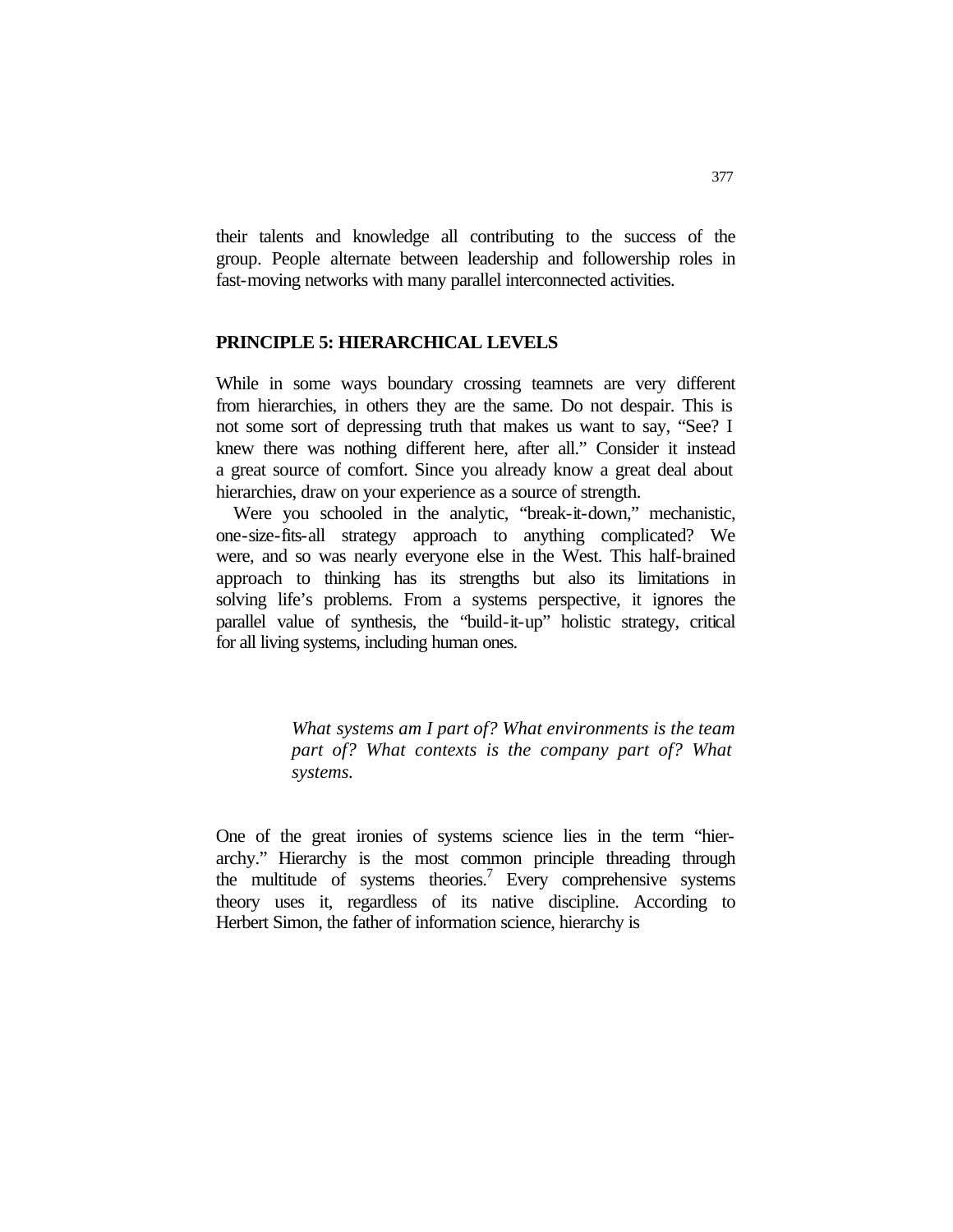their talents and knowledge all contributing to the success of the group. People alternate between leadership and followership roles in fast-moving networks with many parallel interconnected activities.

## PRINCIPLE 5: HIERARCHICAL LEVELS

While in some ways boundary crossing teamnets are very different from hierarchies, in others they are the same. Do not despair. This is not some sort of depressing truth that makes us want to say, "See? I knew there was nothing different here, after all." Consider it instead a great source of comfort. Since you already know a great deal about hierarchies, draw on your experience as a source of strength.

Were you schooled in the analytic, "break-it-down," mechanistic, one-size-fits-all strategy approach to anything complicated? We were, and so was nearly everyone else in the West. This half-brained approach to thinking has its strengths but also its limitations in solving life's problems. From a systems perspective, it ignores the parallel value of synthesis, the "build-it-up" holistic strategy, critical for all living systems, including human ones.

> *What systems am I part of? What environments is the team part of? What contexts is the company part of? What systems.*

One of the great ironies of systems science lies in the term "hierarchy." Hierarchy is the most common principle threading through the multitude of systems theories.[7] Every comprehensive systems theory uses it, regardless of its native discipline. According to Herbert Simon, the father of information science, hierarchy is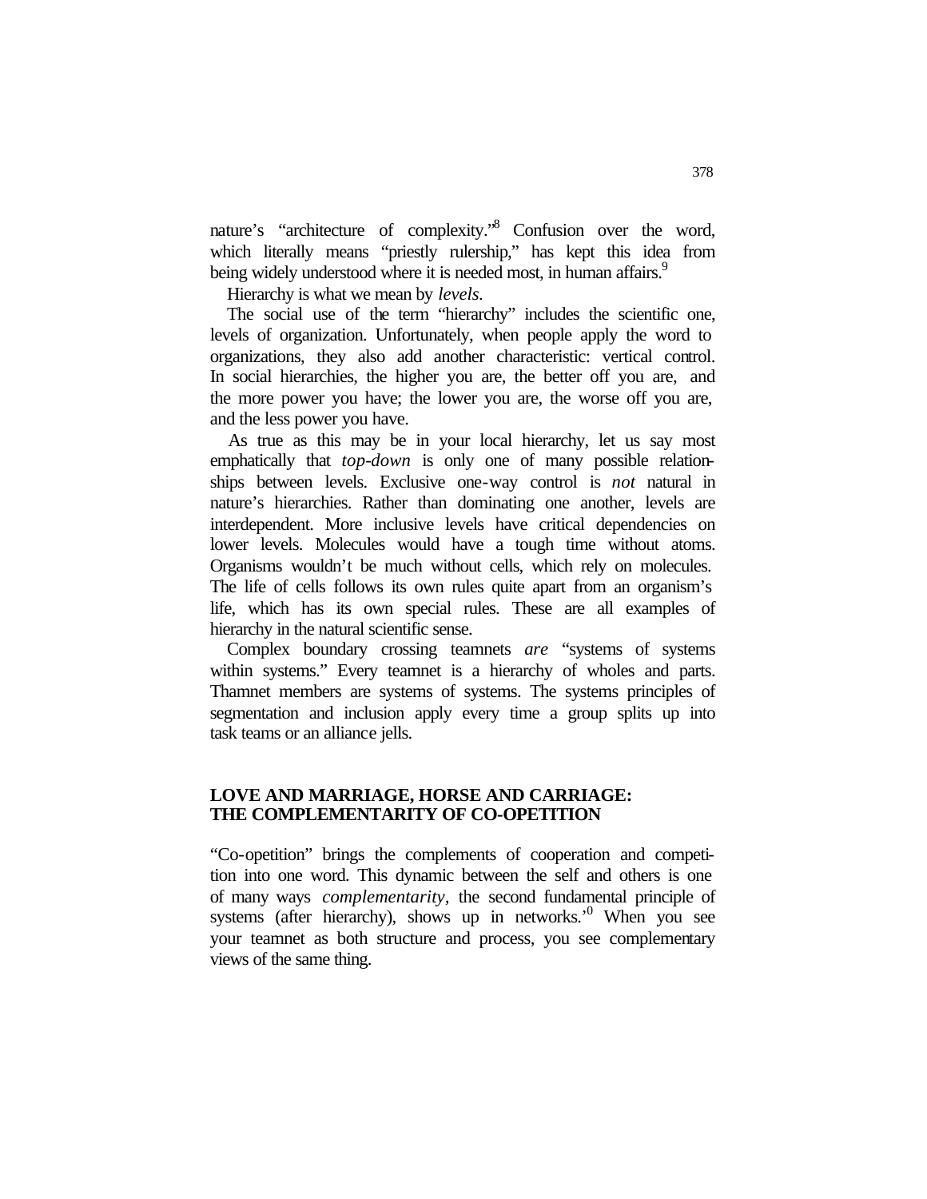nature's "architecture of complexity."[8] Confusion over the word, which literally means "priestly rulership," has kept this idea from being widely understood where it is needed most, in human affairs.[9]

Hierarchy is what we mean by *levels*.

The social use of the term "hierarchy" includes the scientific one, levels of organization. Unfortunately, when people apply the word to organizations, they also add another characteristic: vertical control. In social hierarchies, the higher you are, the better off you are, and the more power you have; the lower you are, the worse off you are, and the less power you have.

As true as this may be in your local hierarchy, let us say most emphatically that *top-down* is only one of many possible relationships between levels. Exclusive one-way control is *not* natural in nature's hierarchies. Rather than dominating one another, levels are interdependent. More inclusive levels have critical dependencies on lower levels. Molecules would have a tough time without atoms. Organisms wouldn't be much without cells, which rely on molecules. The life of cells follows its own rules quite apart from an organism's life, which has its own special rules. These are all examples of hierarchy in the natural scientific sense.

Complex boundary crossing teamnets *are* "systems of systems within systems." Every teamnet is a hierarchy of wholes and parts. Thamnet members are systems of systems. The systems principles of segmentation and inclusion apply every time a group splits up into task teams or an alliance jells.

## LOVE AND MARRIAGE, HORSE AND CARRIAGE: THE COMPLEMENTARITY OF CO-OPETITION

"Co-opetition" brings the complements of cooperation and competition into one word. This dynamic between the self and others is one of many ways *complementarity*, the second fundamental principle of systems (after hierarchy), shows up in networks.'[0] When you see your teamnet as both structure and process, you see complementary views of the same thing.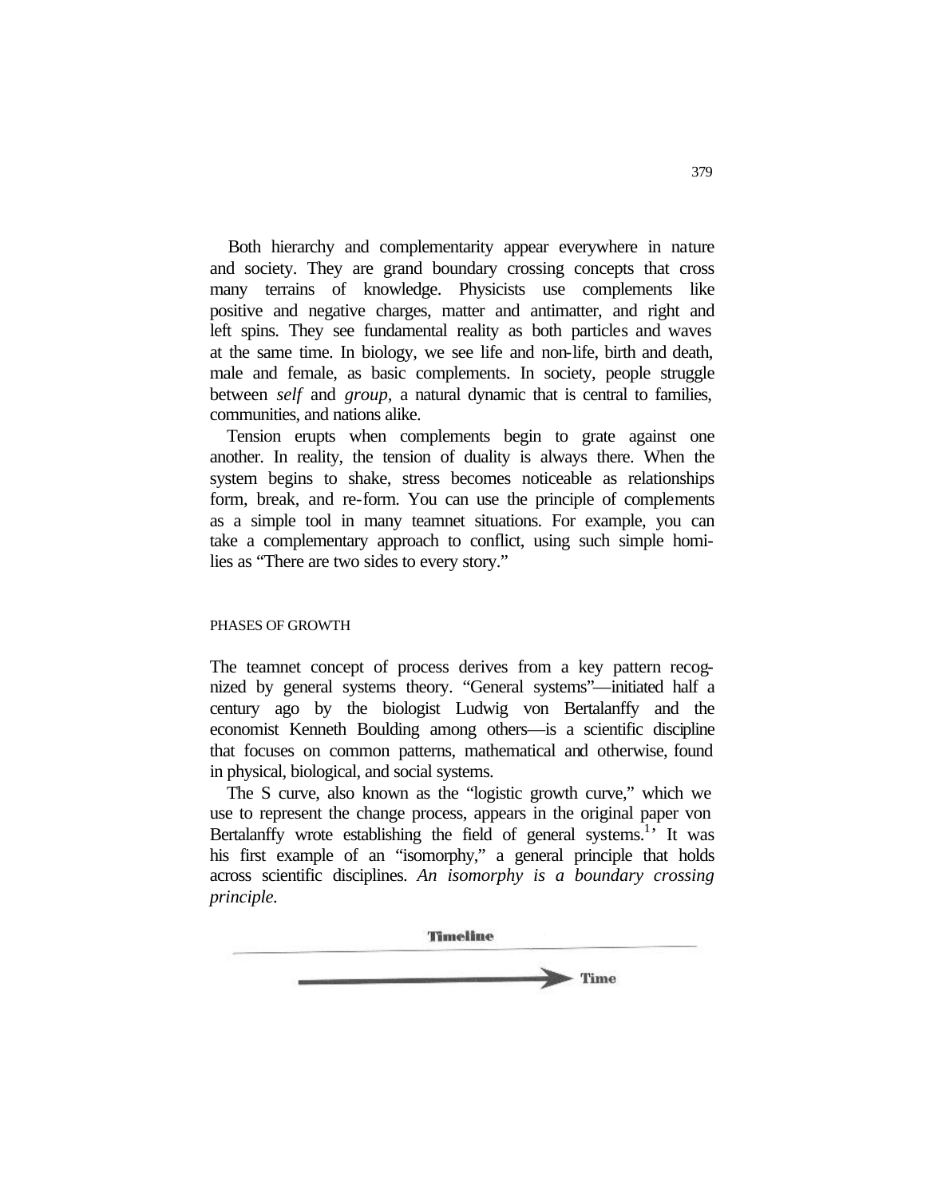Both hierarchy and complementarity appear everywhere in nature and society. They are grand boundary crossing concepts that cross many terrains of knowledge. Physicists use complements like positive and negative charges, matter and antimatter, and right and left spins. They see fundamental reality as both particles and waves at the same time. In biology, we see life and non-life, birth and death, male and female, as basic complements. In society, people struggle between *self* and *group*, a natural dynamic that is central to families, communities, and nations alike.

Tension erupts when complements begin to grate against one another. In reality, the tension of duality is always there. When the system begins to shake, stress becomes noticeable as relationships form, break, and re-form. You can use the principle of complements as a simple tool in many teamnet situations. For example, you can take a complementary approach to conflict, using such simple homilies as "There are two sides to every story."

## PHASES OF GROWTH

The teamnet concept of process derives from a key pattern recognized by general systems theory. "General systems"—initiated half a century ago by the biologist Ludwig von Bertalanffy and the economist Kenneth Boulding among others—is a scientific discipline that focuses on common patterns, mathematical and otherwise, found in physical, biological, and social systems.

The S curve, also known as the "logistic growth curve," which we use to represent the change process, appears in the original paper von Bertalanffy wrote establishing the field of general systems.[1] It was his first example of an "isomorphy," a general principle that holds across scientific disciplines. *An isomorphy is a boundary crossing principle.*

**Timeline**

Time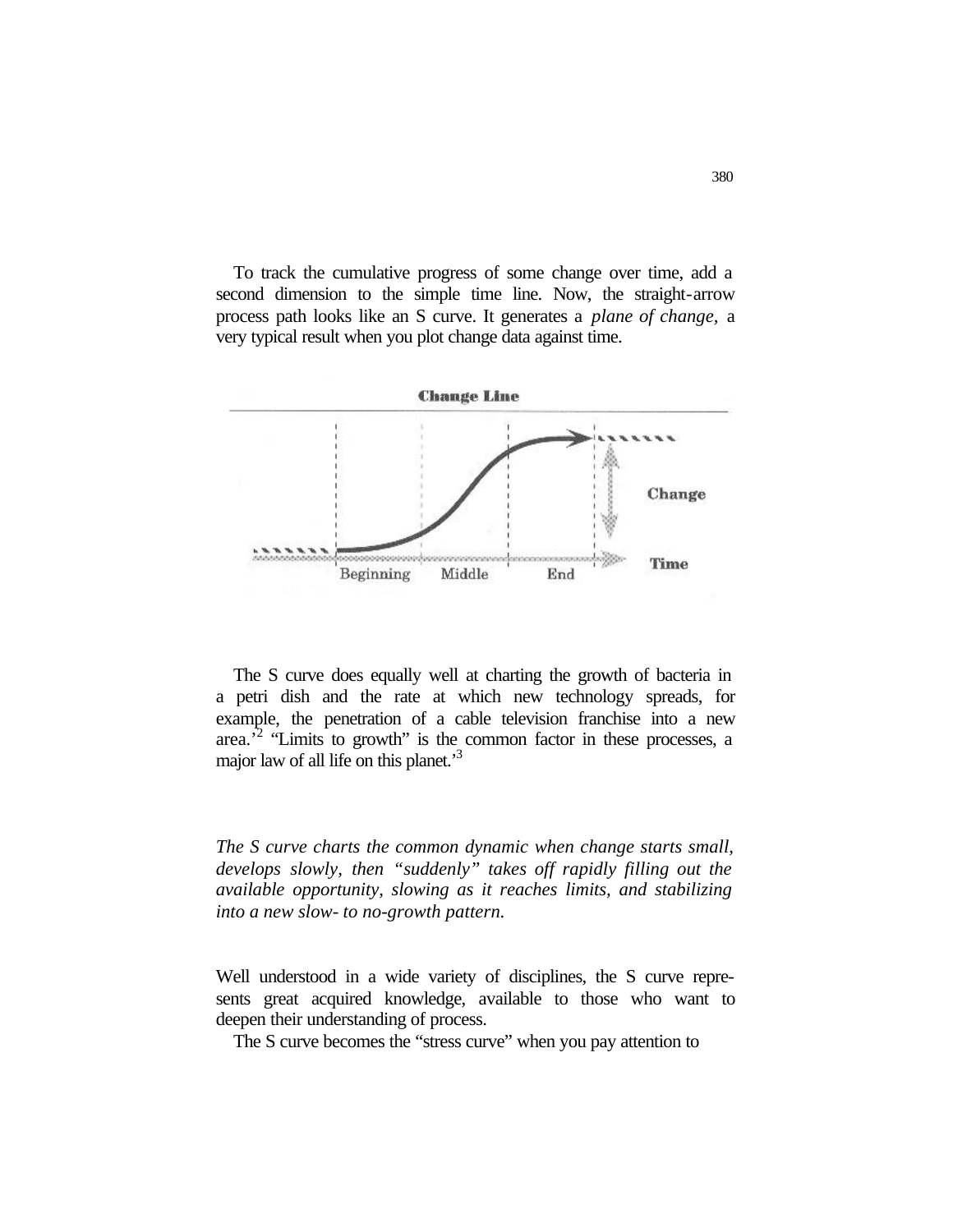To track the cumulative progress of some change over time, add a second dimension to the simple time line. Now, the straight-arrow process path looks like an S curve. It generates a *plane of change,* a very typical result when you plot change data against time.

The S curve does equally well at charting the growth of bacteria in a petri dish and the rate at which new technology spreads, for example, the penetration of a cable television franchise into a new area.'[2] "Limits to growth" is the common factor in these processes, a major law of all life on this planet.'[3]

*The S curve charts the common dynamic when change starts small, develops slowly, then "suddenly" takes off rapidly filling out the available opportunity, slowing as it reaches limits, and stabilizing into a new slow- to no-growth pattern.*

Well understood in a wide variety of disciplines, the S curve represents great acquired knowledge, available to those who want to deepen their understanding of process.

The S curve becomes the "stress curve" when you pay attention to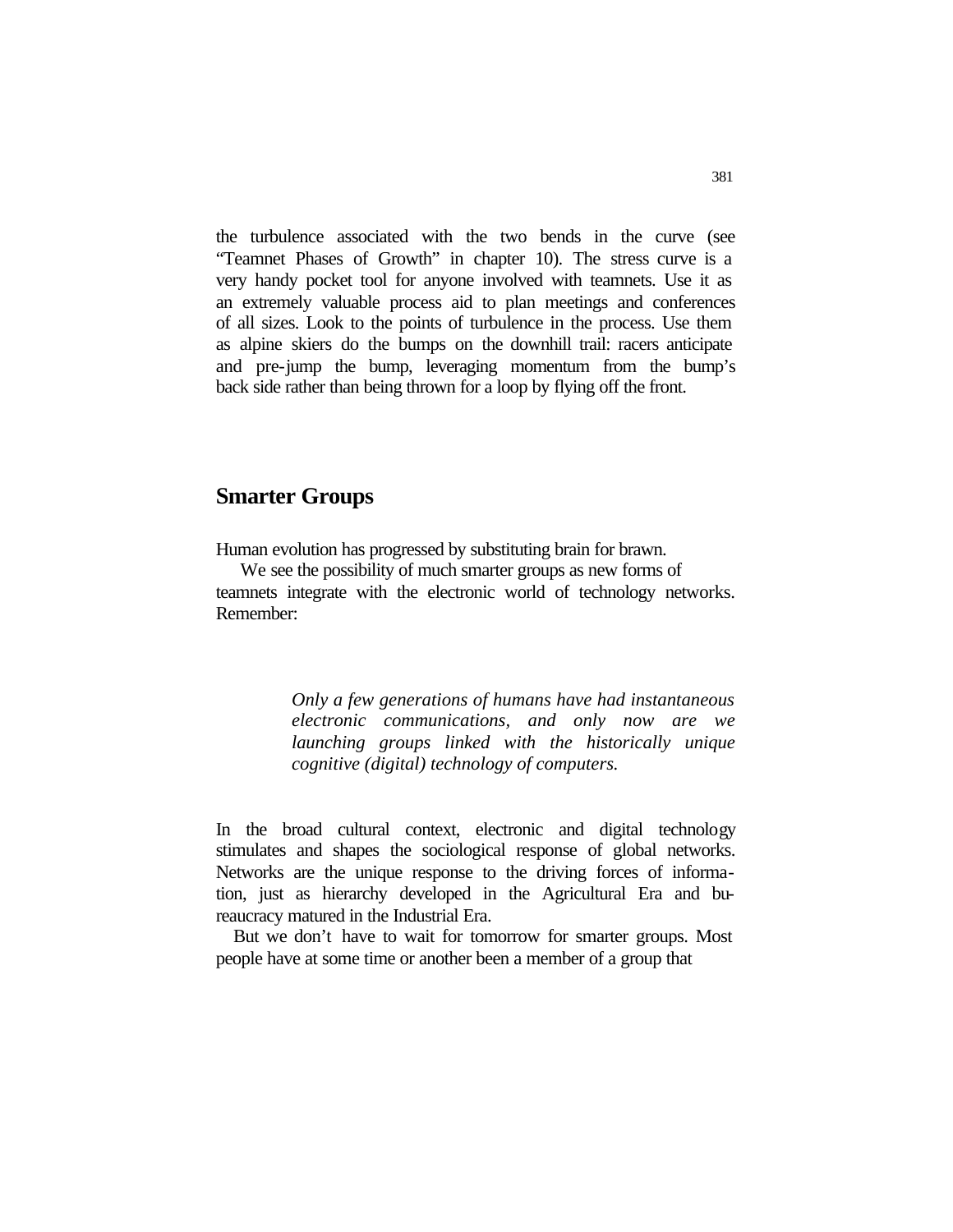the turbulence associated with the two bends in the curve (see "Teamnet Phases of Growth" in chapter 10). The stress curve is a very handy pocket tool for anyone involved with teamnets. Use it as an extremely valuable process aid to plan meetings and conferences of all sizes. Look to the points of turbulence in the process. Use them as alpine skiers do the bumps on the downhill trail: racers anticipate and pre-jump the bump, leveraging momentum from the bump's back side rather than being thrown for a loop by flying off the front.

## Smarter Groups

Human evolution has progressed by substituting brain for brawn.

We see the possibility of much smarter groups as new forms of teamnets integrate with the electronic world of technology networks. Remember:

> *Only a few generations of humans have had instantaneous electronic communications, and only now are we launching groups linked with the historically unique cognitive (digital) technology of computers.*

In the broad cultural context, electronic and digital technology stimulates and shapes the sociological response of global networks. Networks are the unique response to the driving forces of information, just as hierarchy developed in the Agricultural Era and bureaucracy matured in the Industrial Era.

But we don't have to wait for tomorrow for smarter groups. Most people have at some time or another been a member of a group that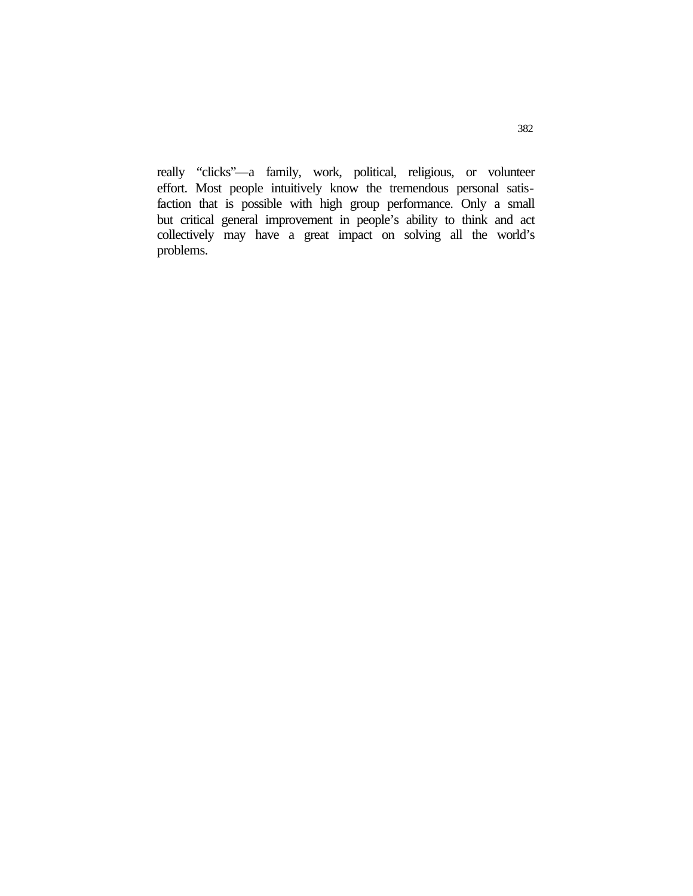really “clicks”—a family, work, political, religious, or volunteer effort. Most people intuitively know the tremendous personal satisfaction that is possible with high group performance. Only a small but critical general improvement in people’s ability to think and act collectively may have a great impact on solving all the world’s problems.